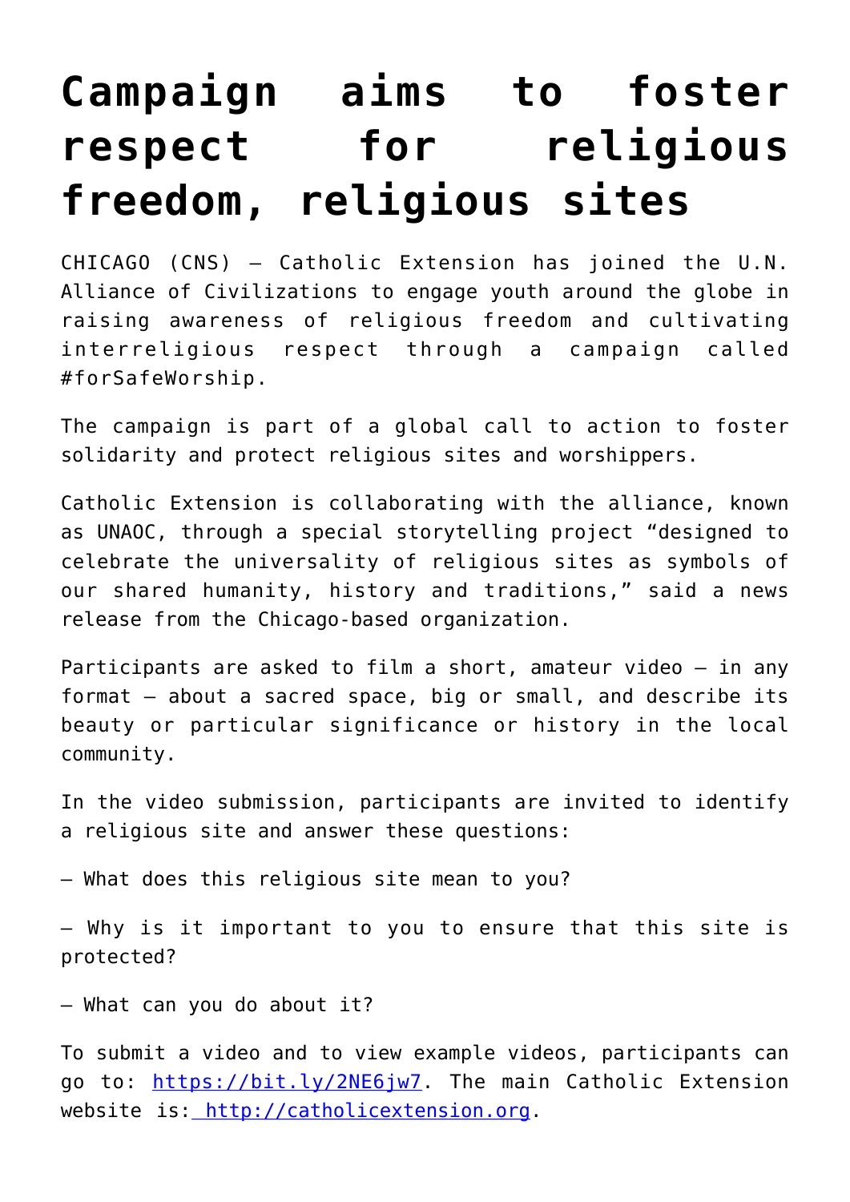# Campaign aims to foster respect for religious freedom, religious sites

CHICAGO (CNS) — Catholic Extension has joined the U.N. Alliance of Civilizations to engage youth around the globe in raising awareness of religious freedom and cultivating interreligious respect through a campaign called #forSafeWorship.

The campaign is part of a global call to action to foster solidarity and protect religious sites and worshippers.

Catholic Extension is collaborating with the alliance, known as UNAOC, through a special storytelling project "designed to celebrate the universality of religious sites as symbols of our shared humanity, history and traditions," said a news release from the Chicago-based organization.

Participants are asked to film a short, amateur video — in any format — about a sacred space, big or small, and describe its beauty or particular significance or history in the local community.

In the video submission, participants are invited to identify a religious site and answer these questions:

— What does this religious site mean to you?

— Why is it important to you to ensure that this site is protected?

— What can you do about it?

To submit a video and to view example videos, participants can go to: https://bit.ly/2NE6jw7. The main Catholic Extension website is: http://catholicextension.org.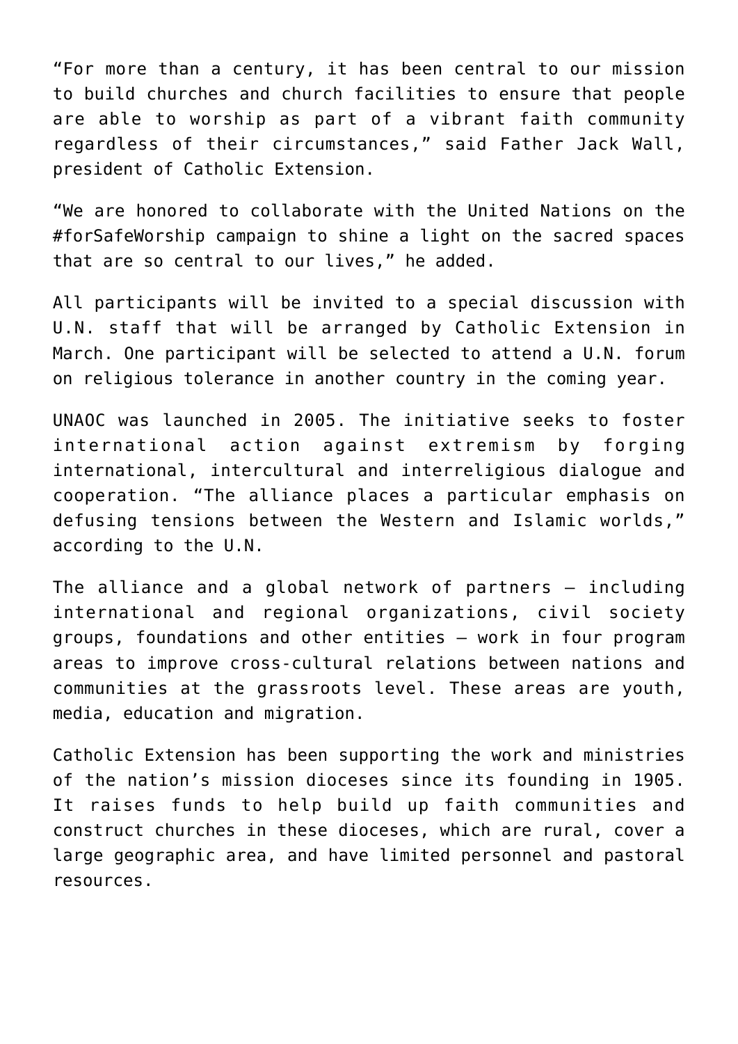"For more than a century, it has been central to our mission to build churches and church facilities to ensure that people are able to worship as part of a vibrant faith community regardless of their circumstances," said Father Jack Wall, president of Catholic Extension.

"We are honored to collaborate with the United Nations on the #forSafeWorship campaign to shine a light on the sacred spaces that are so central to our lives," he added.

All participants will be invited to a special discussion with U.N. staff that will be arranged by Catholic Extension in March. One participant will be selected to attend a U.N. forum on religious tolerance in another country in the coming year.

UNAOC was launched in 2005. The initiative seeks to foster international action against extremism by forging international, intercultural and interreligious dialogue and cooperation. "The alliance places a particular emphasis on defusing tensions between the Western and Islamic worlds," according to the U.N.

The alliance and a global network of partners – including international and regional organizations, civil society groups, foundations and other entities – work in four program areas to improve cross-cultural relations between nations and communities at the grassroots level. These areas are youth, media, education and migration.

Catholic Extension has been supporting the work and ministries of the nation's mission dioceses since its founding in 1905. It raises funds to help build up faith communities and construct churches in these dioceses, which are rural, cover a large geographic area, and have limited personnel and pastoral resources.